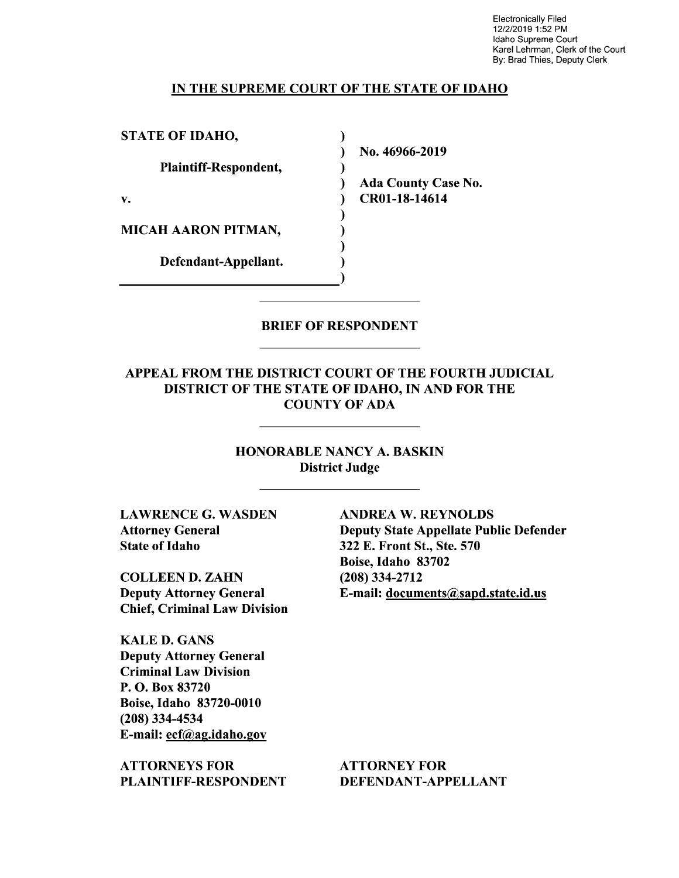Electronically Filed
12/2/2019 1:52 PM
Idaho Supreme Court
Karel Lehrman, Clerk of the Court
By: Brad Thies, Deputy Clerk

**IN THE SUPREME COURT OF THE STATE OF IDAHO**

| | | |
|---|---|---|
| **STATE OF IDAHO,** | ) | |
| | ) | **No. 46966-2019** |
| **Plaintiff-Respondent,** | ) | |
| | ) | **Ada County Case No.** |
| **v.** | ) | **CR01-18-14614** |
| | ) | |
| **MICAH AARON PITMAN,** | ) | |
| | ) | |
| **Defendant-Appellant.** | ) | |
| | ) | |

**BRIEF OF RESPONDENT**

**APPEAL FROM THE DISTRICT COURT OF THE FOURTH JUDICIAL DISTRICT OF THE STATE OF IDAHO, IN AND FOR THE COUNTY OF ADA**

**HONORABLE NANCY A. BASKIN**
**District Judge**

**LAWRENCE G. WASDEN**
**Attorney General**
**State of Idaho**

**COLLEEN D. ZAHN**
**Deputy Attorney General**
**Chief, Criminal Law Division**

**KALE D. GANS**
**Deputy Attorney General**
**Criminal Law Division**
**P. O. Box 83720**
**Boise, Idaho 83720-0010**
**(208) 334-4534**
**E-mail: ecf@ag.idaho.gov**

**ATTORNEYS FOR PLAINTIFF-RESPONDENT**

**ANDREA W. REYNOLDS**
**Deputy State Appellate Public Defender**
**322 E. Front St., Ste. 570**
**Boise, Idaho 83702**
**(208) 334-2712**
**E-mail: documents@sapd.state.id.us**

**ATTORNEY FOR DEFENDANT-APPELLANT**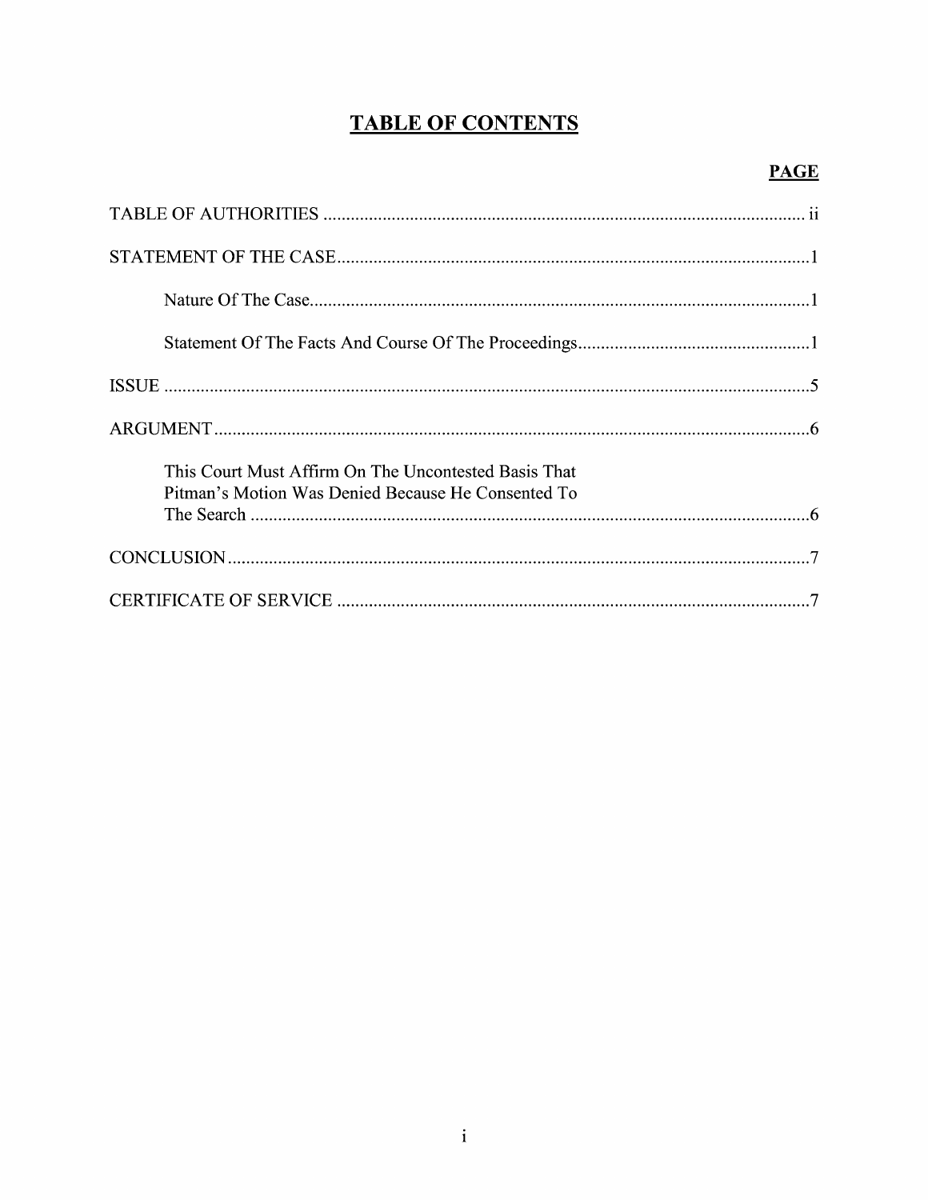# TABLE OF CONTENTS

| | PAGE |
|---|---|
| TABLE OF AUTHORITIES | ii |
| STATEMENT OF THE CASE | 1 |
| Nature Of The Case | 1 |
| Statement Of The Facts And Course Of The Proceedings | 1 |
| ISSUE | 5 |
| ARGUMENT | 6 |
| This Court Must Affirm On The Uncontested Basis That Pitman's Motion Was Denied Because He Consented To The Search | 6 |
| CONCLUSION | 7 |
| CERTIFICATE OF SERVICE | 7 |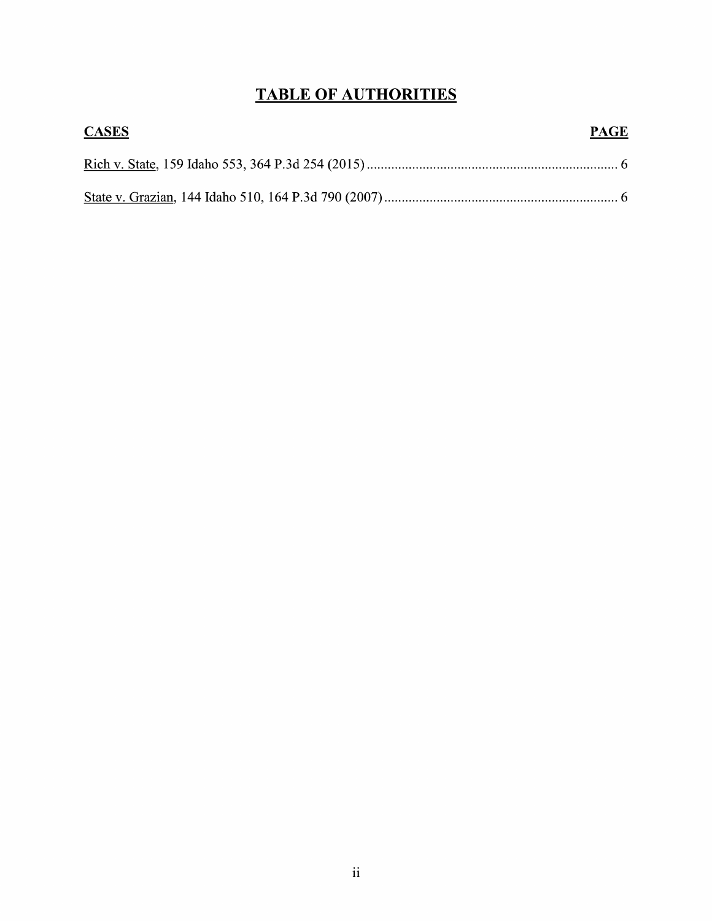# TABLE OF AUTHORITIES

| CASES | PAGE |
| --- | --- |
| Rich v. State, 159 Idaho 553, 364 P.3d 254 (2015) | 6 |
| State v. Grazian, 144 Idaho 510, 164 P.3d 790 (2007) | 6 |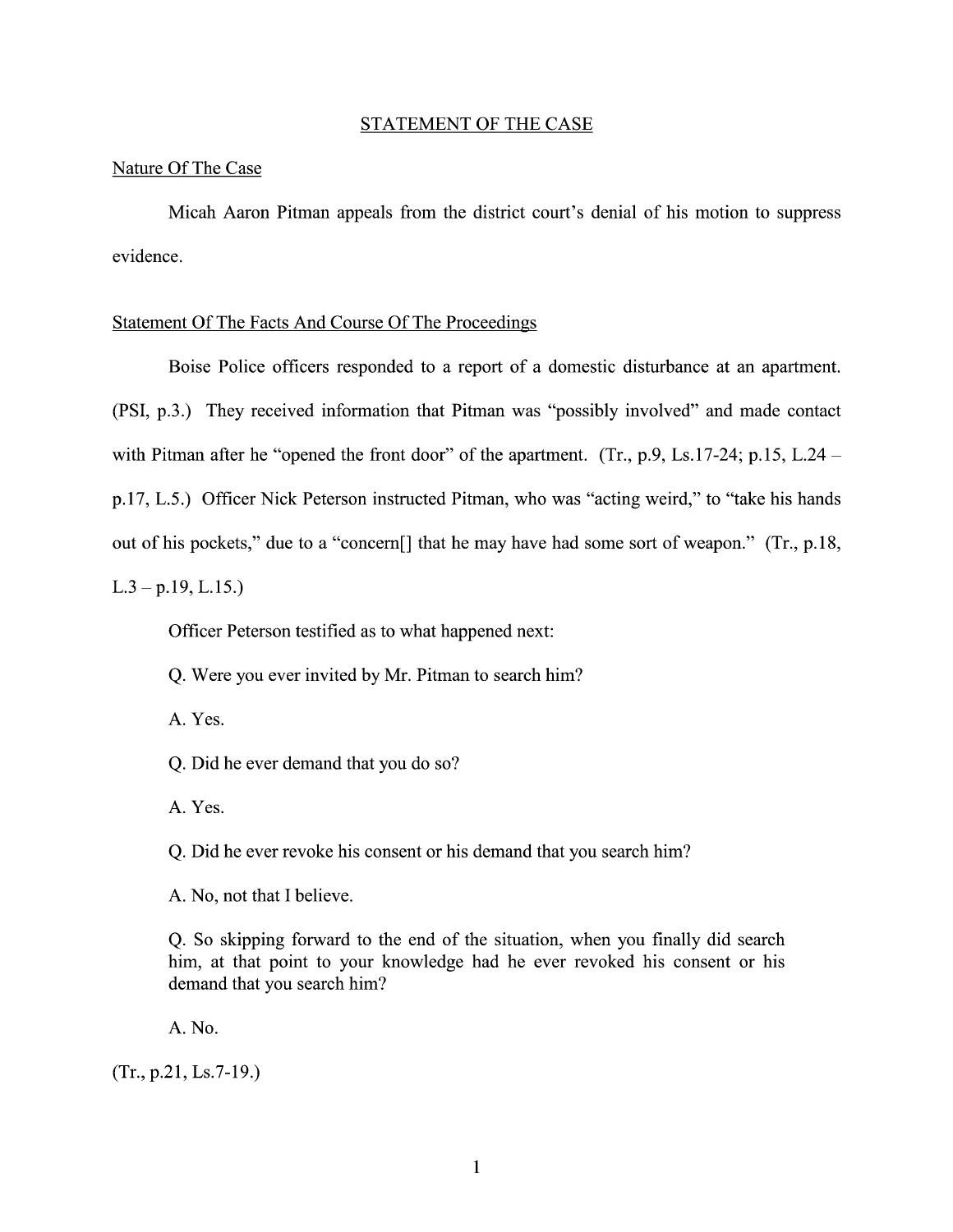## STATEMENT OF THE CASE

### Nature Of The Case

Micah Aaron Pitman appeals from the district court's denial of his motion to suppress evidence.

### Statement Of The Facts And Course Of The Proceedings

Boise Police officers responded to a report of a domestic disturbance at an apartment. (PSI, p.3.) They received information that Pitman was "possibly involved" and made contact with Pitman after he "opened the front door" of the apartment. (Tr., p.9, Ls.17-24; p.15, L.24 – p.17, L.5.) Officer Nick Peterson instructed Pitman, who was "acting weird," to "take his hands out of his pockets," due to a "concern[] that he may have had some sort of weapon." (Tr., p.18, L.3 – p.19, L.15.)

Officer Peterson testified as to what happened next:

> Q. Were you ever invited by Mr. Pitman to search him?
>
> A. Yes.
>
> Q. Did he ever demand that you do so?
>
> A. Yes.
>
> Q. Did he ever revoke his consent or his demand that you search him?
>
> A. No, not that I believe.
>
> Q. So skipping forward to the end of the situation, when you finally did search him, at that point to your knowledge had he ever revoked his consent or his demand that you search him?
>
> A. No.

(Tr., p.21, Ls.7-19.)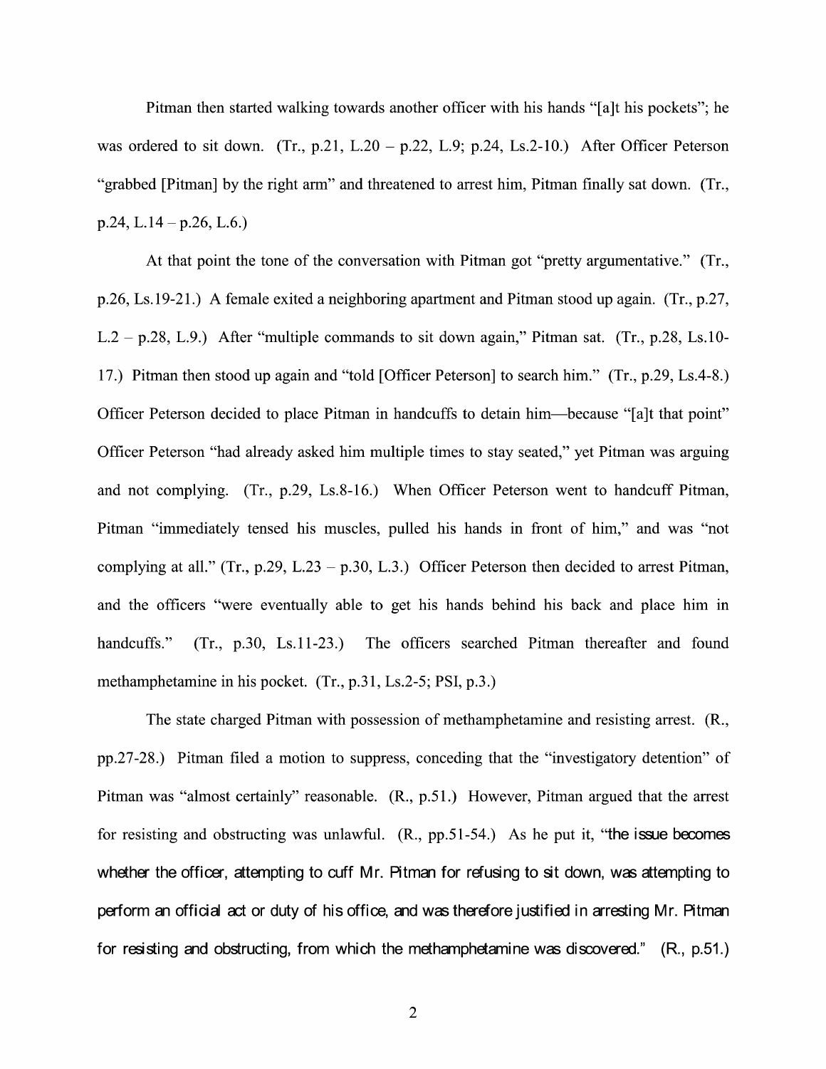Pitman then started walking towards another officer with his hands "[a]t his pockets"; he was ordered to sit down. (Tr., p.21, L.20 – p.22, L.9; p.24, Ls.2-10.) After Officer Peterson "grabbed [Pitman] by the right arm" and threatened to arrest him, Pitman finally sat down. (Tr., p.24, L.14 – p.26, L.6.)

At that point the tone of the conversation with Pitman got "pretty argumentative." (Tr., p.26, Ls.19-21.) A female exited a neighboring apartment and Pitman stood up again. (Tr., p.27, L.2 – p.28, L.9.) After "multiple commands to sit down again," Pitman sat. (Tr., p.28, Ls.10-17.) Pitman then stood up again and "told [Officer Peterson] to search him." (Tr., p.29, Ls.4-8.) Officer Peterson decided to place Pitman in handcuffs to detain him—because "[a]t that point" Officer Peterson "had already asked him multiple times to stay seated," yet Pitman was arguing and not complying. (Tr., p.29, Ls.8-16.) When Officer Peterson went to handcuff Pitman, Pitman "immediately tensed his muscles, pulled his hands in front of him," and was "not complying at all." (Tr., p.29, L.23 – p.30, L.3.) Officer Peterson then decided to arrest Pitman, and the officers "were eventually able to get his hands behind his back and place him in handcuffs." (Tr., p.30, Ls.11-23.) The officers searched Pitman thereafter and found methamphetamine in his pocket. (Tr., p.31, Ls.2-5; PSI, p.3.)

The state charged Pitman with possession of methamphetamine and resisting arrest. (R., pp.27-28.) Pitman filed a motion to suppress, conceding that the "investigatory detention" of Pitman was "almost certainly" reasonable. (R., p.51.) However, Pitman argued that the arrest for resisting and obstructing was unlawful. (R., pp.51-54.) As he put it, "the issue becomes whether the officer, attempting to cuff Mr. Pitman for refusing to sit down, was attempting to perform an official act or duty of his office, and was therefore justified in arresting Mr. Pitman for resisting and obstructing, from which the methamphetamine was discovered." (R., p.51.)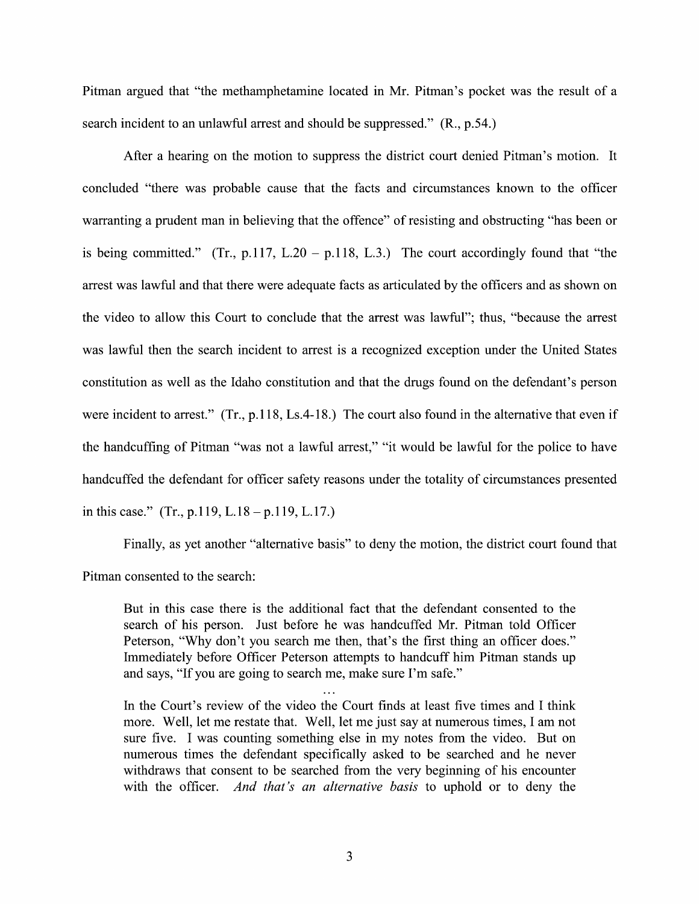Pitman argued that "the methamphetamine located in Mr. Pitman's pocket was the result of a search incident to an unlawful arrest and should be suppressed." (R., p.54.)

After a hearing on the motion to suppress the district court denied Pitman's motion. It concluded "there was probable cause that the facts and circumstances known to the officer warranting a prudent man in believing that the offence" of resisting and obstructing "has been or is being committed." (Tr., p.117, L.20 – p.118, L.3.) The court accordingly found that "the arrest was lawful and that there were adequate facts as articulated by the officers and as shown on the video to allow this Court to conclude that the arrest was lawful"; thus, "because the arrest was lawful then the search incident to arrest is a recognized exception under the United States constitution as well as the Idaho constitution and that the drugs found on the defendant's person were incident to arrest." (Tr., p.118, Ls.4-18.) The court also found in the alternative that even if the handcuffing of Pitman "was not a lawful arrest," "it would be lawful for the police to have handcuffed the defendant for officer safety reasons under the totality of circumstances presented in this case." (Tr., p.119, L.18 – p.119, L.17.)

Finally, as yet another "alternative basis" to deny the motion, the district court found that Pitman consented to the search:

> But in this case there is the additional fact that the defendant consented to the search of his person. Just before he was handcuffed Mr. Pitman told Officer Peterson, "Why don't you search me then, that's the first thing an officer does." Immediately before Officer Peterson attempts to handcuff him Pitman stands up and says, "If you are going to search me, make sure I'm safe."
>
> ...
>
> In the Court's review of the video the Court finds at least five times and I think more. Well, let me restate that. Well, let me just say at numerous times, I am not sure five. I was counting something else in my notes from the video. But on numerous times the defendant specifically asked to be searched and he never withdraws that consent to be searched from the very beginning of his encounter with the officer. *And that's an alternative basis* to uphold or to deny the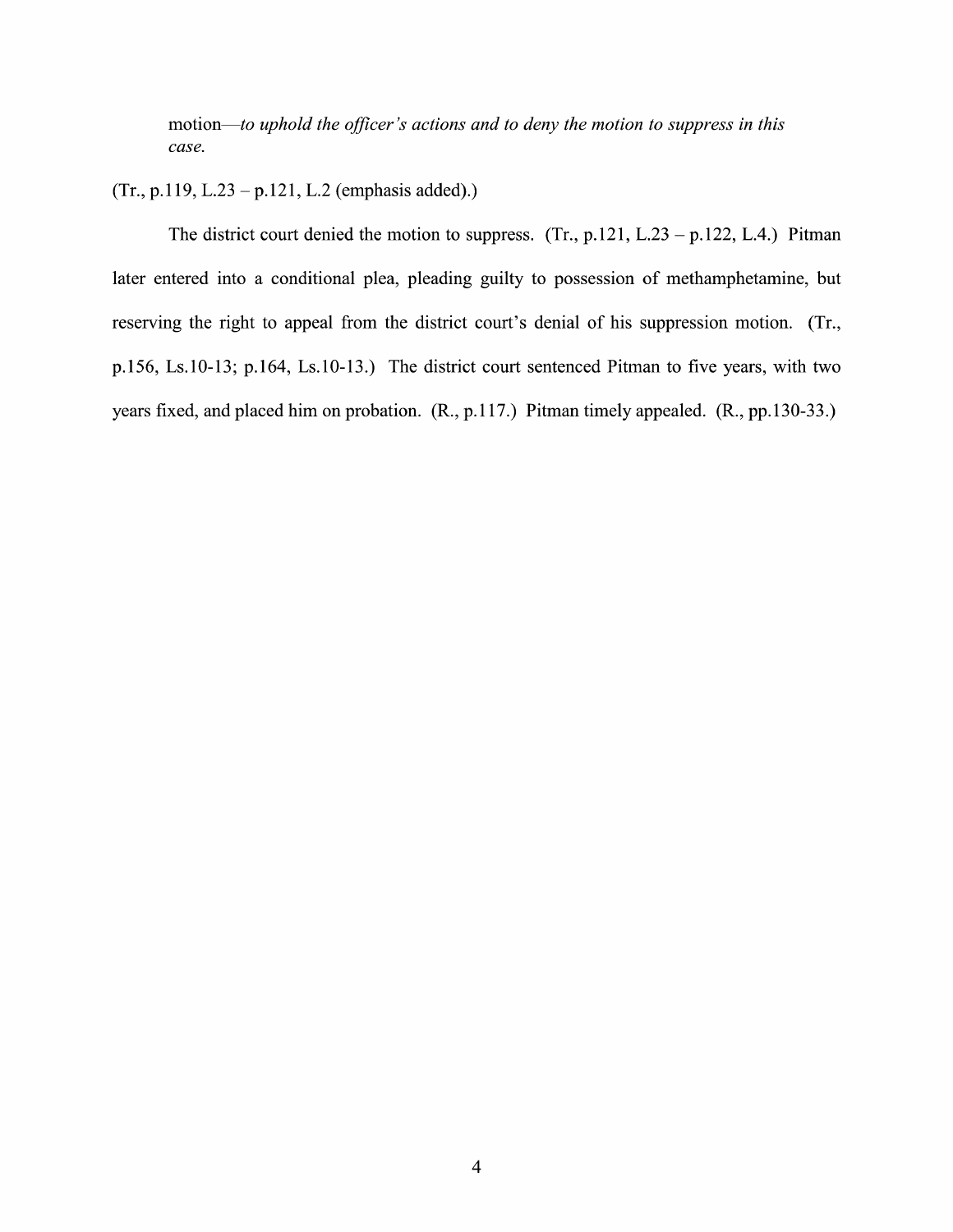> motion—*to uphold the officer's actions and to deny the motion to suppress in this case.*

(Tr., p.119, L.23 – p.121, L.2 (emphasis added).)

The district court denied the motion to suppress. (Tr., p.121, L.23 – p.122, L.4.) Pitman later entered into a conditional plea, pleading guilty to possession of methamphetamine, but reserving the right to appeal from the district court's denial of his suppression motion. (Tr., p.156, Ls.10-13; p.164, Ls.10-13.) The district court sentenced Pitman to five years, with two years fixed, and placed him on probation. (R., p.117.) Pitman timely appealed. (R., pp.130-33.)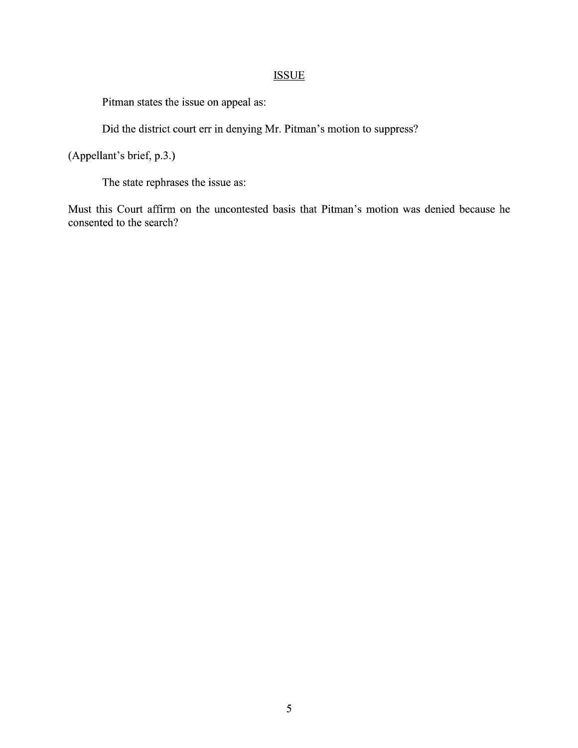## ISSUE

Pitman states the issue on appeal as:

Did the district court err in denying Mr. Pitman's motion to suppress?

(Appellant's brief, p.3.)

The state rephrases the issue as:

Must this Court affirm on the uncontested basis that Pitman's motion was denied because he consented to the search?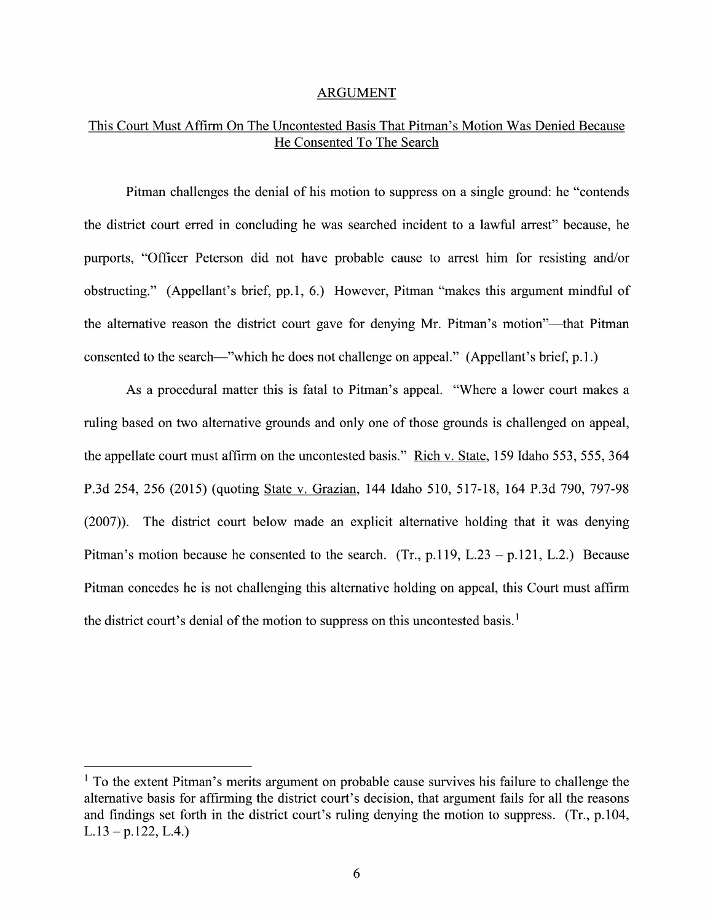## ARGUMENT

### This Court Must Affirm On The Uncontested Basis That Pitman's Motion Was Denied Because He Consented To The Search

Pitman challenges the denial of his motion to suppress on a single ground: he "contends the district court erred in concluding he was searched incident to a lawful arrest" because, he purports, "Officer Peterson did not have probable cause to arrest him for resisting and/or obstructing." (Appellant's brief, pp.1, 6.) However, Pitman "makes this argument mindful of the alternative reason the district court gave for denying Mr. Pitman's motion"—that Pitman consented to the search—"which he does not challenge on appeal." (Appellant's brief, p.1.)

As a procedural matter this is fatal to Pitman's appeal. "Where a lower court makes a ruling based on two alternative grounds and only one of those grounds is challenged on appeal, the appellate court must affirm on the uncontested basis." Rich v. State, 159 Idaho 553, 555, 364 P.3d 254, 256 (2015) (quoting State v. Grazian, 144 Idaho 510, 517-18, 164 P.3d 790, 797-98 (2007)). The district court below made an explicit alternative holding that it was denying Pitman's motion because he consented to the search. (Tr., p.119, L.23 – p.121, L.2.) Because Pitman concedes he is not challenging this alternative holding on appeal, this Court must affirm the district court's denial of the motion to suppress on this uncontested basis.[1]

---

[1] To the extent Pitman's merits argument on probable cause survives his failure to challenge the alternative basis for affirming the district court's decision, that argument fails for all the reasons and findings set forth in the district court's ruling denying the motion to suppress. (Tr., p.104, L.13 – p.122, L.4.)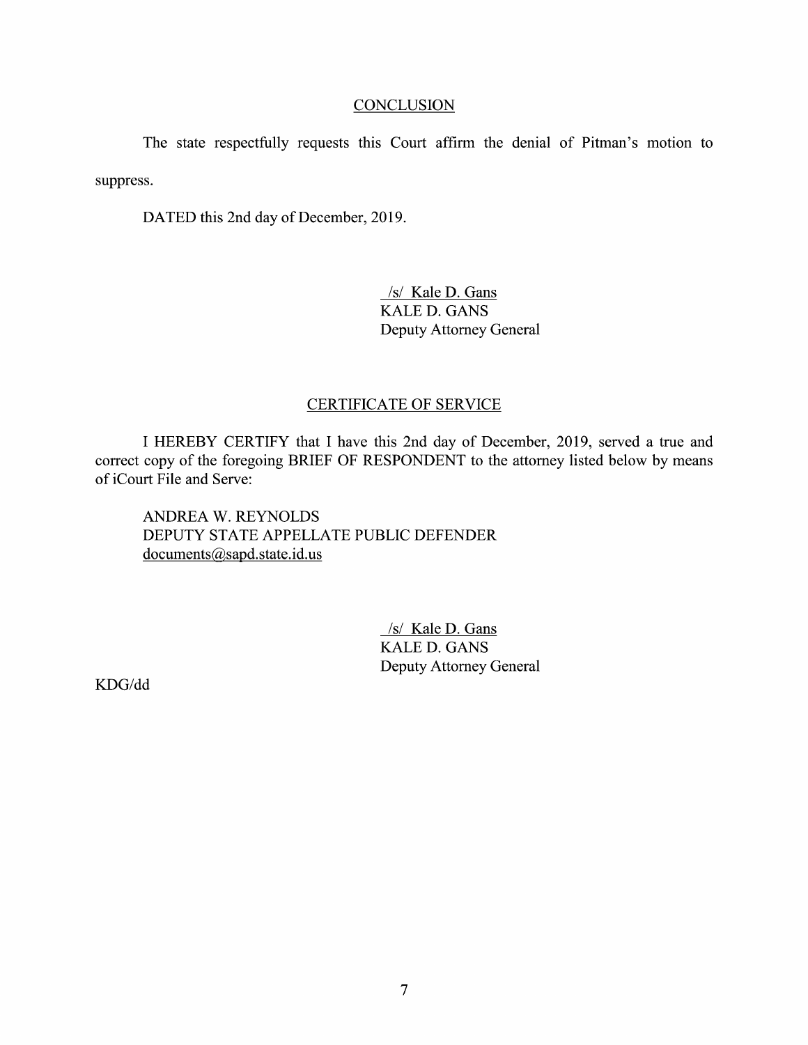## CONCLUSION

The state respectfully requests this Court affirm the denial of Pitman's motion to suppress.

DATED this 2nd day of December, 2019.

/s/ Kale D. Gans
KALE D. GANS
Deputy Attorney General

## CERTIFICATE OF SERVICE

I HEREBY CERTIFY that I have this 2nd day of December, 2019, served a true and correct copy of the foregoing BRIEF OF RESPONDENT to the attorney listed below by means of iCourt File and Serve:

ANDREA W. REYNOLDS
DEPUTY STATE APPELLATE PUBLIC DEFENDER
documents@sapd.state.id.us

/s/ Kale D. Gans
KALE D. GANS
Deputy Attorney General

KDG/dd